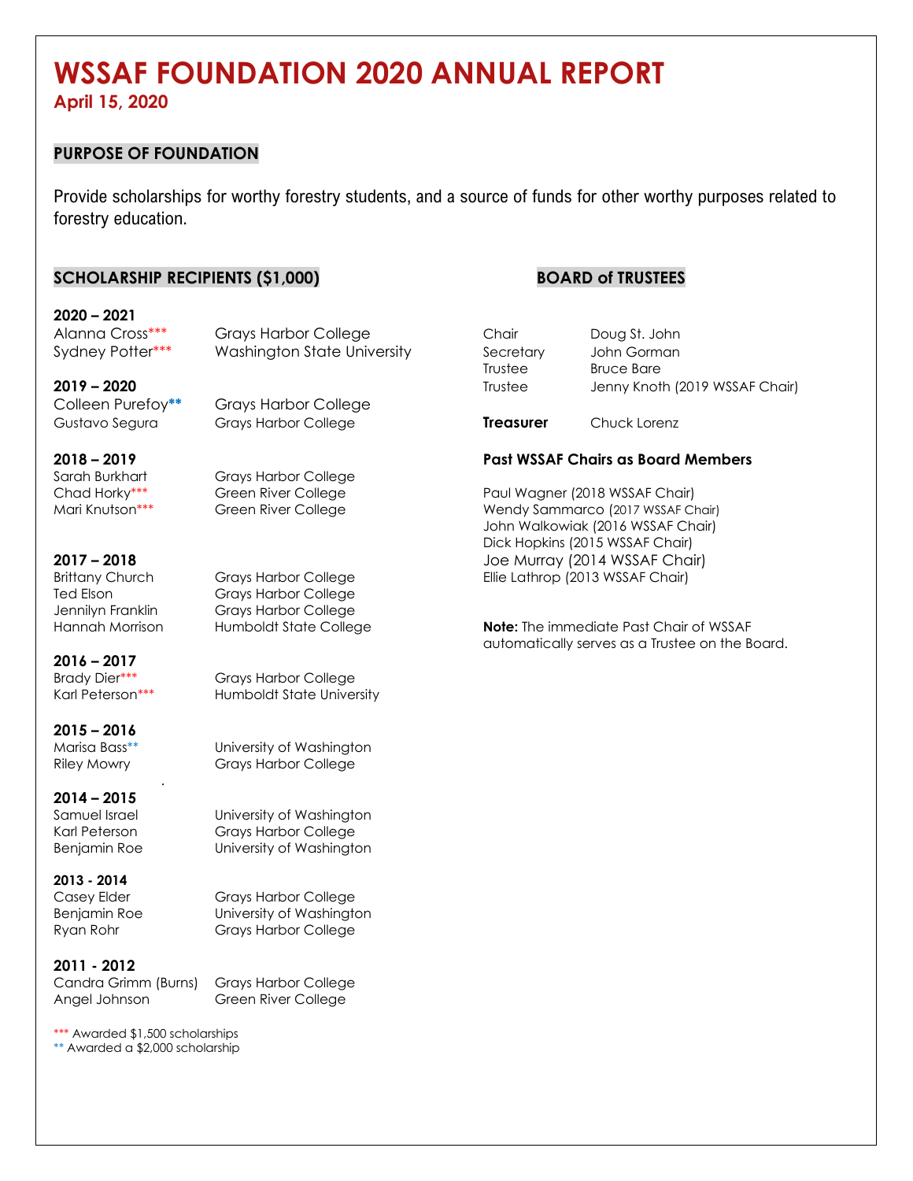# WSSAF FOUNDATION 2020 ANNUAL REPORT

**April 15, 2020**

## PURPOSE OF FOUNDATION

Provide scholarships for worthy forestry students, and a source of funds for other worthy purposes related to forestry education.

## SCHOLARSHIP RECIPIENTS ($1,000)

**2020 – 2021**

| | |
|---|---|
| Alanna Cross*** | Grays Harbor College |
| Sydney Potter*** | Washington State University |

**2019 – 2020**

| | |
|---|---|
| Colleen Purefoy** | Grays Harbor College |
| Gustavo Segura | Grays Harbor College |

**2018 – 2019**

| | |
|---|---|
| Sarah Burkhart | Grays Harbor College |
| Chad Horky*** | Green River College |
| Mari Knutson*** | Green River College |

**2017 – 2018**

| | |
|---|---|
| Brittany Church | Grays Harbor College |
| Ted Elson | Grays Harbor College |
| Jennilyn Franklin | Grays Harbor College |
| Hannah Morrison | Humboldt State College |

**2016 – 2017**

| | |
|---|---|
| Brady Dier*** | Grays Harbor College |
| Karl Peterson*** | Humboldt State University |

**2015 – 2016**

| | |
|---|---|
| Marisa Bass** | University of Washington |
| Riley Mowry | Grays Harbor College |

**2014 – 2015**

| | |
|---|---|
| Samuel Israel | University of Washington |
| Karl Peterson | Grays Harbor College |
| Benjamin Roe | University of Washington |

**2013 - 2014**

| | |
|---|---|
| Casey Elder | Grays Harbor College |
| Benjamin Roe | University of Washington |
| Ryan Rohr | Grays Harbor College |

**2011 - 2012**

| | |
|---|---|
| Candra Grimm (Burns) | Grays Harbor College |
| Angel Johnson | Green River College |

*** Awarded $1,500 scholarships
** Awarded a $2,000 scholarship

## BOARD of TRUSTEES

| | |
|---|---|
| Chair | Doug St. John |
| Secretary | John Gorman |
| Trustee | Bruce Bare |
| Trustee | Jenny Knoth (2019 WSSAF Chair) |
| **Treasurer** | Chuck Lorenz |

**Past WSSAF Chairs as Board Members**

Paul Wagner (2018 WSSAF Chair)
Wendy Sammarco (2017 WSSAF Chair)
John Walkowiak (2016 WSSAF Chair)
Dick Hopkins (2015 WSSAF Chair)
Joe Murray (2014 WSSAF Chair)
Ellie Lathrop (2013 WSSAF Chair)

**Note:** The immediate Past Chair of WSSAF automatically serves as a Trustee on the Board.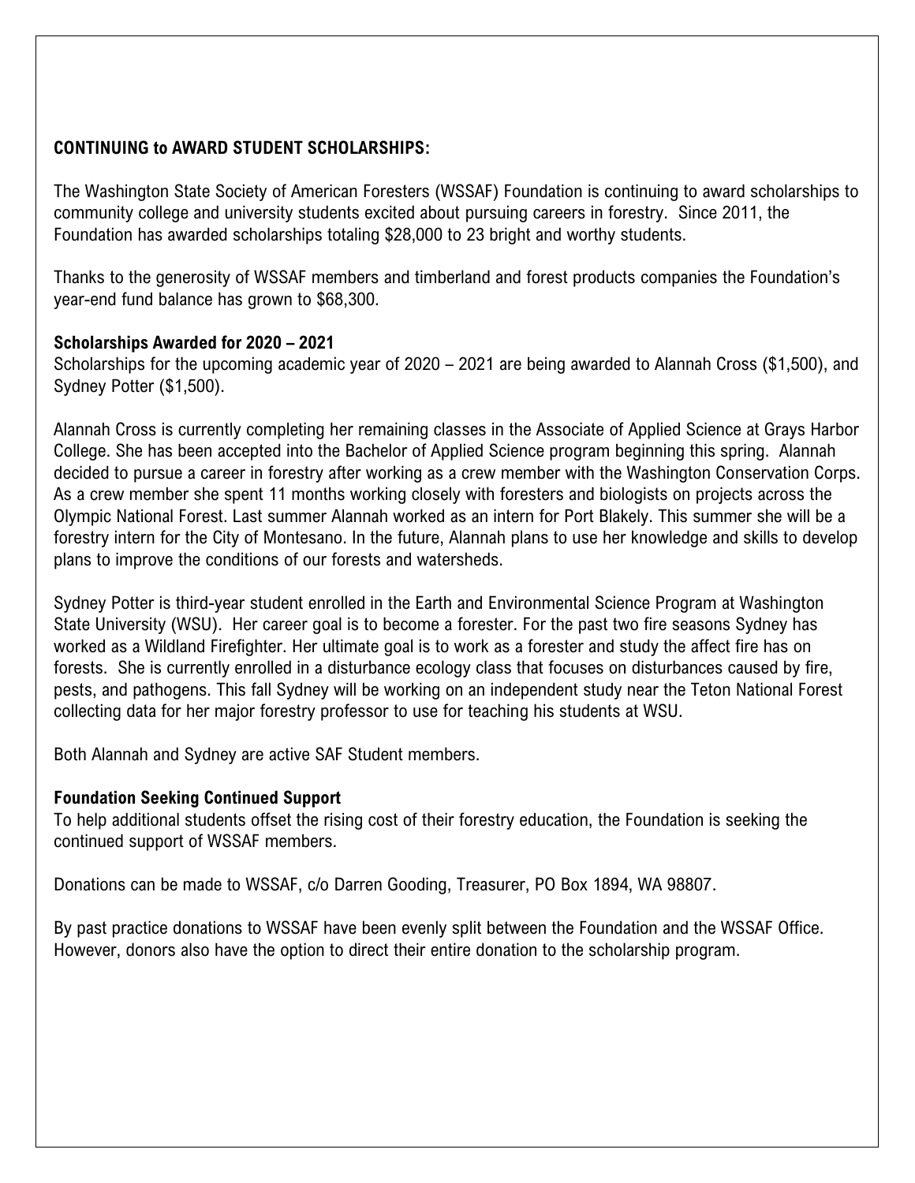## CONTINUING to AWARD STUDENT SCHOLARSHIPS:

The Washington State Society of American Foresters (WSSAF) Foundation is continuing to award scholarships to community college and university students excited about pursuing careers in forestry. Since 2011, the Foundation has awarded scholarships totaling $28,000 to 23 bright and worthy students.

Thanks to the generosity of WSSAF members and timberland and forest products companies the Foundation's year-end fund balance has grown to $68,300.

### Scholarships Awarded for 2020 – 2021

Scholarships for the upcoming academic year of 2020 – 2021 are being awarded to Alannah Cross ($1,500), and Sydney Potter ($1,500).

Alannah Cross is currently completing her remaining classes in the Associate of Applied Science at Grays Harbor College. She has been accepted into the Bachelor of Applied Science program beginning this spring. Alannah decided to pursue a career in forestry after working as a crew member with the Washington Conservation Corps. As a crew member she spent 11 months working closely with foresters and biologists on projects across the Olympic National Forest. Last summer Alannah worked as an intern for Port Blakely. This summer she will be a forestry intern for the City of Montesano. In the future, Alannah plans to use her knowledge and skills to develop plans to improve the conditions of our forests and watersheds.

Sydney Potter is third-year student enrolled in the Earth and Environmental Science Program at Washington State University (WSU). Her career goal is to become a forester. For the past two fire seasons Sydney has worked as a Wildland Firefighter. Her ultimate goal is to work as a forester and study the affect fire has on forests. She is currently enrolled in a disturbance ecology class that focuses on disturbances caused by fire, pests, and pathogens. This fall Sydney will be working on an independent study near the Teton National Forest collecting data for her major forestry professor to use for teaching his students at WSU.

Both Alannah and Sydney are active SAF Student members.

### Foundation Seeking Continued Support

To help additional students offset the rising cost of their forestry education, the Foundation is seeking the continued support of WSSAF members.

Donations can be made to WSSAF, c/o Darren Gooding, Treasurer, PO Box 1894, WA 98807.

By past practice donations to WSSAF have been evenly split between the Foundation and the WSSAF Office. However, donors also have the option to direct their entire donation to the scholarship program.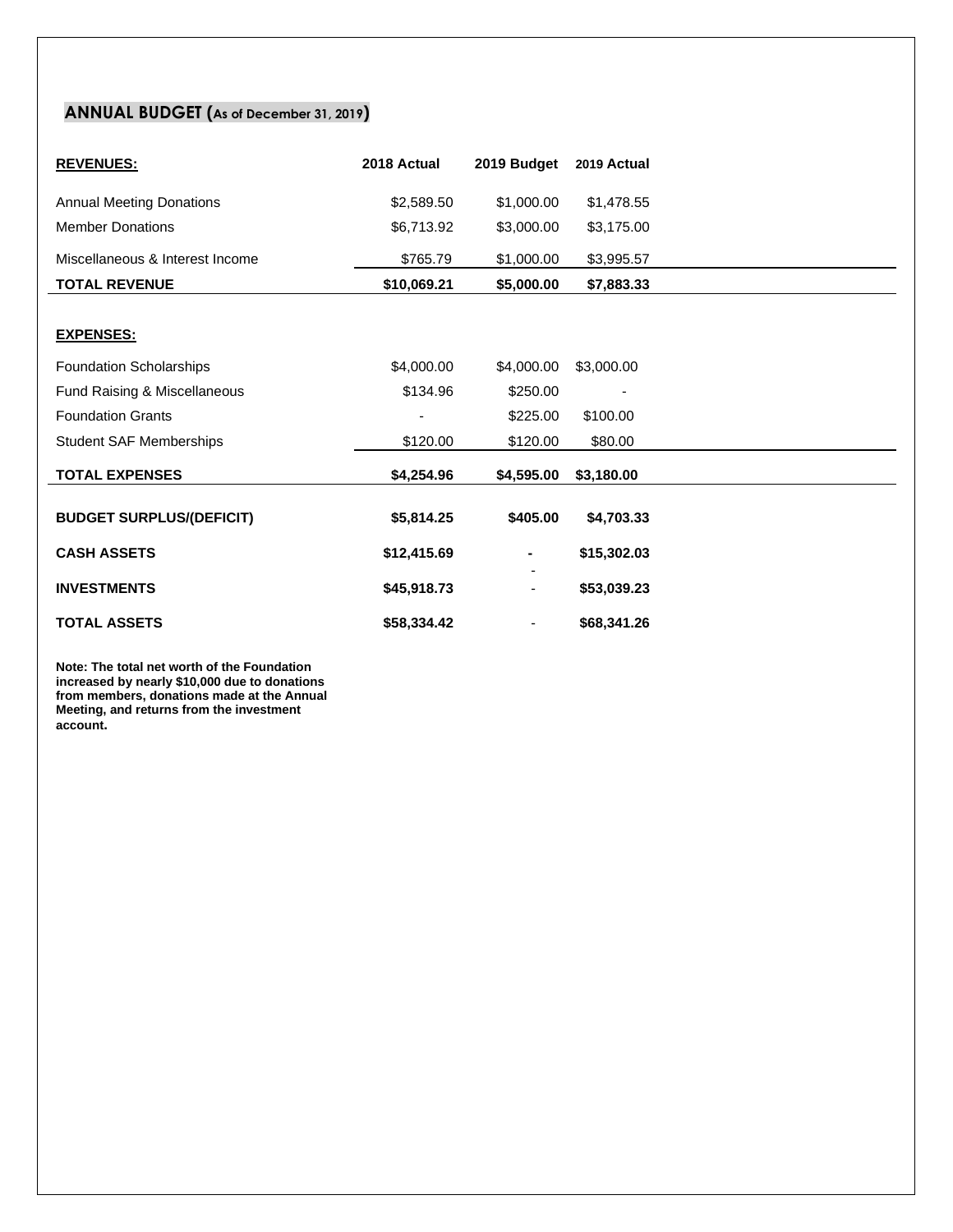## ANNUAL BUDGET (As of December 31, 2019)

| **REVENUES:** | **2018 Actual** | **2019 Budget** | **2019 Actual** |
|---|---|---|---|
| Annual Meeting Donations | $2,589.50 | $1,000.00 | $1,478.55 |
| Member Donations | $6,713.92 | $3,000.00 | $3,175.00 |
| Miscellaneous & Interest Income | $765.79 | $1,000.00 | $3,995.57 |
| **TOTAL REVENUE** | **$10,069.21** | **$5,000.00** | **$7,883.33** |
| | | | |
| **EXPENSES:** | | | |
| Foundation Scholarships | $4,000.00 | $4,000.00 | $3,000.00 |
| Fund Raising & Miscellaneous | $134.96 | $250.00 | - |
| Foundation Grants | - | $225.00 | $100.00 |
| Student SAF Memberships | $120.00 | $120.00 | $80.00 |
| **TOTAL EXPENSES** | **$4,254.96** | **$4,595.00** | **$3,180.00** |
| | | | |
| **BUDGET SURPLUS/(DEFICIT)** | **$5,814.25** | **$405.00** | **$4,703.33** |
| **CASH ASSETS** | **$12,415.69** | - | **$15,302.03** |
| **INVESTMENTS** | **$45,918.73** | - | **$53,039.23** |
| **TOTAL ASSETS** | **$58,334.42** | - | **$68,341.26** |

**Note: The total net worth of the Foundation increased by nearly $10,000 due to donations from members, donations made at the Annual Meeting, and returns from the investment account.**